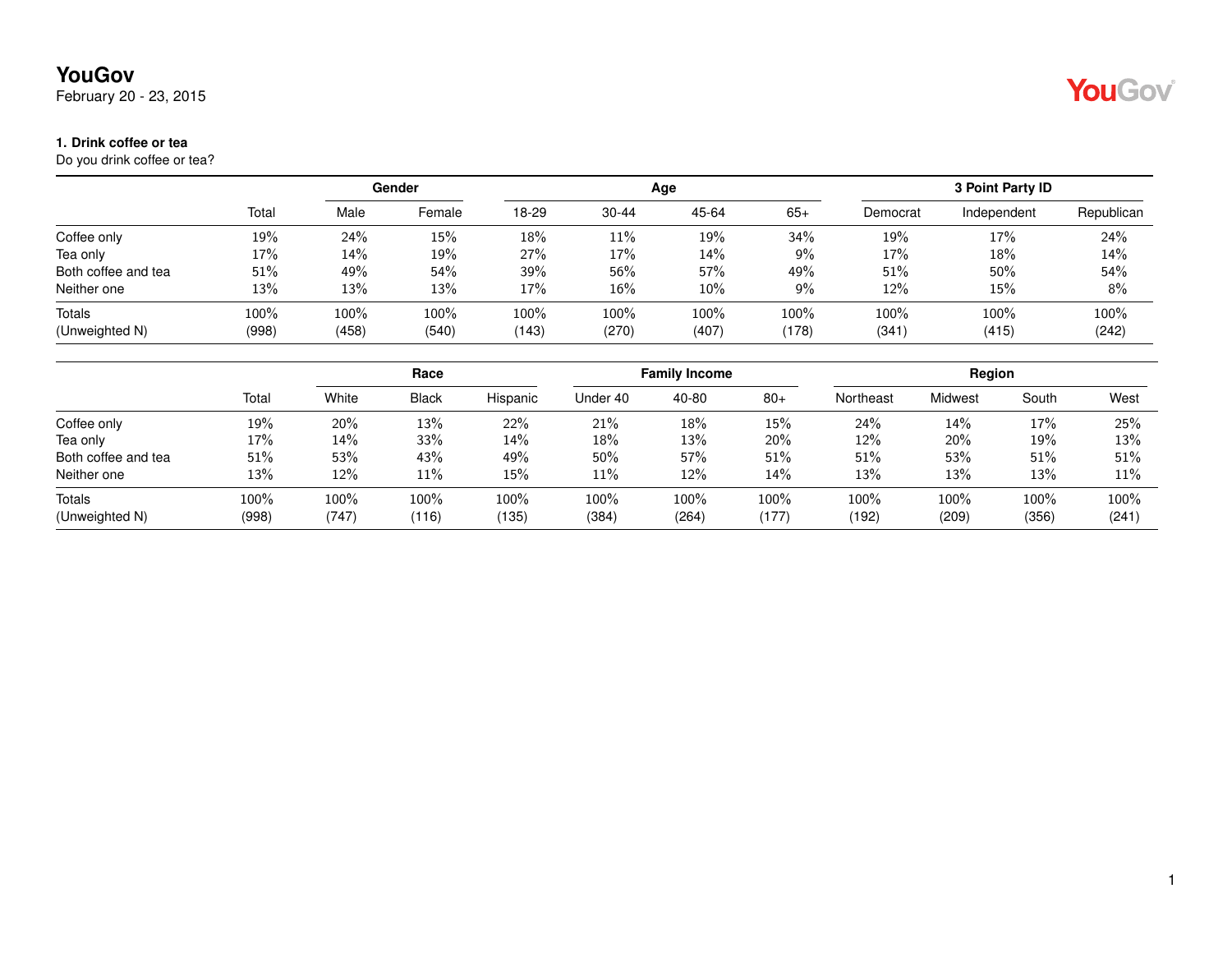# YouGov

February 20 - 23, 2015

### 1. Drink coffee or tea

Do you drink coffee or tea?

| | Total | Gender | | Age | | | | 3 Point Party ID | | |
|---|---|---|---|---|---|---|---|---|---|---|
| | | Male | Female | 18-29 | 30-44 | 45-64 | 65+ | Democrat | Independent | Republican |
| Coffee only | 19% | 24% | 15% | 18% | 11% | 19% | 34% | 19% | 17% | 24% |
| Tea only | 17% | 14% | 19% | 27% | 17% | 14% | 9% | 17% | 18% | 14% |
| Both coffee and tea | 51% | 49% | 54% | 39% | 56% | 57% | 49% | 51% | 50% | 54% |
| Neither one | 13% | 13% | 13% | 17% | 16% | 10% | 9% | 12% | 15% | 8% |
| Totals | 100% | 100% | 100% | 100% | 100% | 100% | 100% | 100% | 100% | 100% |
| (Unweighted N) | (998) | (458) | (540) | (143) | (270) | (407) | (178) | (341) | (415) | (242) |

| | Total | Race | | | Family Income | | | Region | | | |
|---|---|---|---|---|---|---|---|---|---|---|---|
| | | White | Black | Hispanic | Under 40 | 40-80 | 80+ | Northeast | Midwest | South | West |
| Coffee only | 19% | 20% | 13% | 22% | 21% | 18% | 15% | 24% | 14% | 17% | 25% |
| Tea only | 17% | 14% | 33% | 14% | 18% | 13% | 20% | 12% | 20% | 19% | 13% |
| Both coffee and tea | 51% | 53% | 43% | 49% | 50% | 57% | 51% | 51% | 53% | 51% | 51% |
| Neither one | 13% | 12% | 11% | 15% | 11% | 12% | 14% | 13% | 13% | 13% | 11% |
| Totals | 100% | 100% | 100% | 100% | 100% | 100% | 100% | 100% | 100% | 100% | 100% |
| (Unweighted N) | (998) | (747) | (116) | (135) | (384) | (264) | (177) | (192) | (209) | (356) | (241) |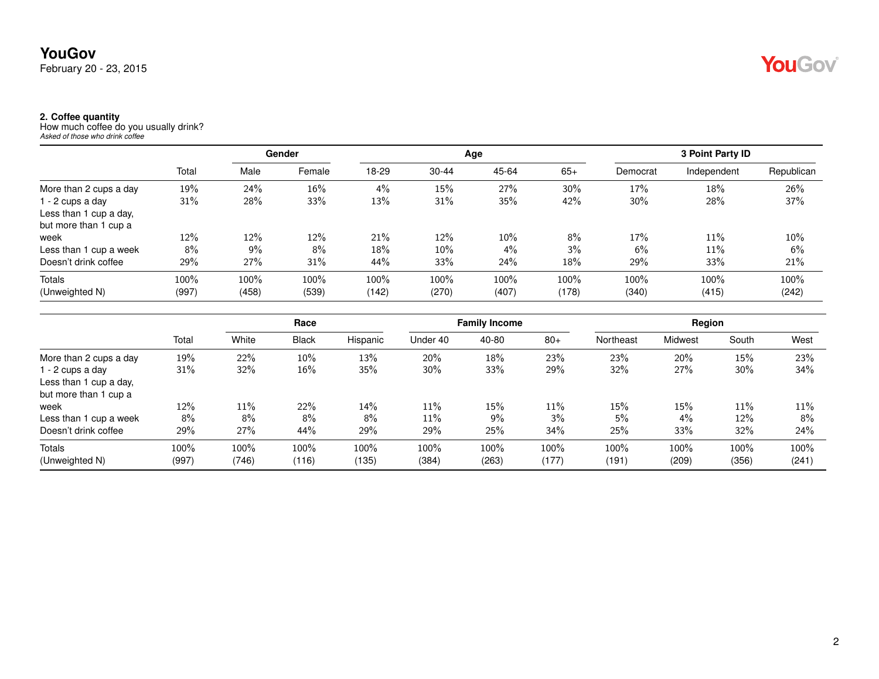## 2. Coffee quantity

How much coffee do you usually drink?

*Asked of those who drink coffee*

| | | Gender | | Age | | | | 3 Point Party ID | | |
|---|---|---|---|---|---|---|---|---|---|---|
| | Total | Male | Female | 18-29 | 30-44 | 45-64 | 65+ | Democrat | Independent | Republican |
| More than 2 cups a day | 19% | 24% | 16% | 4% | 15% | 27% | 30% | 17% | 18% | 26% |
| 1 - 2 cups a day | 31% | 28% | 33% | 13% | 31% | 35% | 42% | 30% | 28% | 37% |
| Less than 1 cup a day, but more than 1 cup a week | 12% | 12% | 12% | 21% | 12% | 10% | 8% | 17% | 11% | 10% |
| Less than 1 cup a week | 8% | 9% | 8% | 18% | 10% | 4% | 3% | 6% | 11% | 6% |
| Doesn't drink coffee | 29% | 27% | 31% | 44% | 33% | 24% | 18% | 29% | 33% | 21% |
| Totals | 100% | 100% | 100% | 100% | 100% | 100% | 100% | 100% | 100% | 100% |
| (Unweighted N) | (997) | (458) | (539) | (142) | (270) | (407) | (178) | (340) | (415) | (242) |

| | | Race | | | Family Income | | | Region | | | |
|---|---|---|---|---|---|---|---|---|---|---|---|
| | Total | White | Black | Hispanic | Under 40 | 40-80 | 80+ | Northeast | Midwest | South | West |
| More than 2 cups a day | 19% | 22% | 10% | 13% | 20% | 18% | 23% | 23% | 20% | 15% | 23% |
| 1 - 2 cups a day | 31% | 32% | 16% | 35% | 30% | 33% | 29% | 32% | 27% | 30% | 34% |
| Less than 1 cup a day, but more than 1 cup a week | 12% | 11% | 22% | 14% | 11% | 15% | 11% | 15% | 15% | 11% | 11% |
| Less than 1 cup a week | 8% | 8% | 8% | 8% | 11% | 9% | 3% | 5% | 4% | 12% | 8% |
| Doesn't drink coffee | 29% | 27% | 44% | 29% | 29% | 25% | 34% | 25% | 33% | 32% | 24% |
| Totals | 100% | 100% | 100% | 100% | 100% | 100% | 100% | 100% | 100% | 100% | 100% |
| (Unweighted N) | (997) | (746) | (116) | (135) | (384) | (263) | (177) | (191) | (209) | (356) | (241) |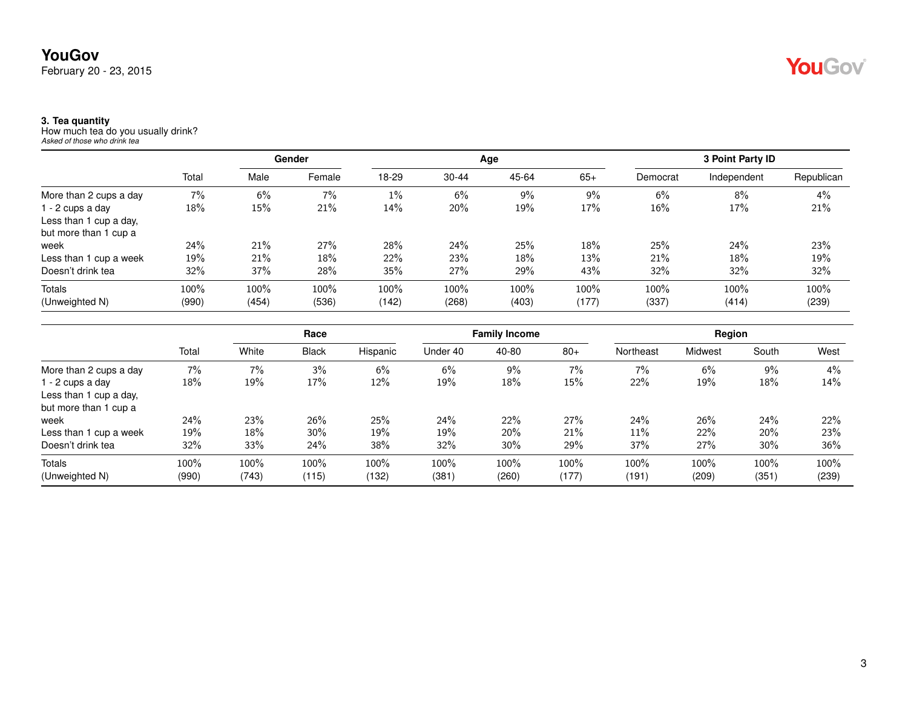**YouGov**
February 20 - 23, 2015

**3. Tea quantity**
How much tea do you usually drink?
*Asked of those who drink tea*

| | | Gender | | Age | | | | 3 Point Party ID | | |
|---|---|---|---|---|---|---|---|---|---|---|
| | Total | Male | Female | 18-29 | 30-44 | 45-64 | 65+ | Democrat | Independent | Republican |
| More than 2 cups a day | 7% | 6% | 7% | 1% | 6% | 9% | 9% | 6% | 8% | 4% |
| 1 - 2 cups a day | 18% | 15% | 21% | 14% | 20% | 19% | 17% | 16% | 17% | 21% |
| Less than 1 cup a day, but more than 1 cup a week | 24% | 21% | 27% | 28% | 24% | 25% | 18% | 25% | 24% | 23% |
| Less than 1 cup a week | 19% | 21% | 18% | 22% | 23% | 18% | 13% | 21% | 18% | 19% |
| Doesn't drink tea | 32% | 37% | 28% | 35% | 27% | 29% | 43% | 32% | 32% | 32% |
| Totals | 100% | 100% | 100% | 100% | 100% | 100% | 100% | 100% | 100% | 100% |
| (Unweighted N) | (990) | (454) | (536) | (142) | (268) | (403) | (177) | (337) | (414) | (239) |

| | | Race | | | Family Income | | | Region | | | |
|---|---|---|---|---|---|---|---|---|---|---|---|
| | Total | White | Black | Hispanic | Under 40 | 40-80 | 80+ | Northeast | Midwest | South | West |
| More than 2 cups a day | 7% | 7% | 3% | 6% | 6% | 9% | 7% | 7% | 6% | 9% | 4% |
| 1 - 2 cups a day | 18% | 19% | 17% | 12% | 19% | 18% | 15% | 22% | 19% | 18% | 14% |
| Less than 1 cup a day, but more than 1 cup a week | 24% | 23% | 26% | 25% | 24% | 22% | 27% | 24% | 26% | 24% | 22% |
| Less than 1 cup a week | 19% | 18% | 30% | 19% | 19% | 20% | 21% | 11% | 22% | 20% | 23% |
| Doesn't drink tea | 32% | 33% | 24% | 38% | 32% | 30% | 29% | 37% | 27% | 30% | 36% |
| Totals | 100% | 100% | 100% | 100% | 100% | 100% | 100% | 100% | 100% | 100% | 100% |
| (Unweighted N) | (990) | (743) | (115) | (132) | (381) | (260) | (177) | (191) | (209) | (351) | (239) |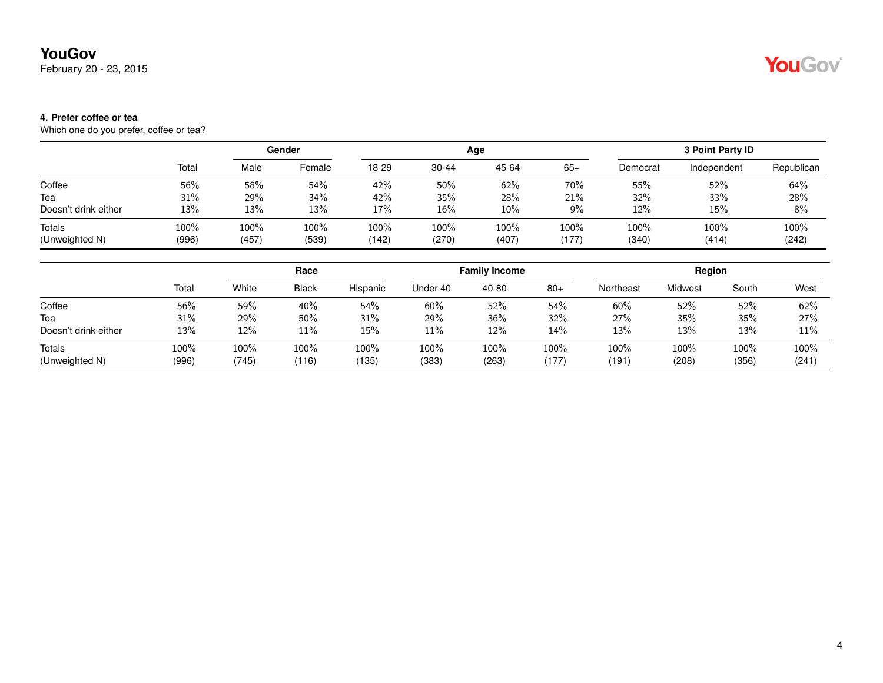**4. Prefer coffee or tea**

Which one do you prefer, coffee or tea?

| | Total | Gender | | Age | | | | 3 Point Party ID | | |
|---|---|---|---|---|---|---|---|---|---|---|
| | | Male | Female | 18-29 | 30-44 | 45-64 | 65+ | Democrat | Independent | Republican |
| Coffee | 56% | 58% | 54% | 42% | 50% | 62% | 70% | 55% | 52% | 64% |
| Tea | 31% | 29% | 34% | 42% | 35% | 28% | 21% | 32% | 33% | 28% |
| Doesn't drink either | 13% | 13% | 13% | 17% | 16% | 10% | 9% | 12% | 15% | 8% |
| Totals | 100% | 100% | 100% | 100% | 100% | 100% | 100% | 100% | 100% | 100% |
| (Unweighted N) | (996) | (457) | (539) | (142) | (270) | (407) | (177) | (340) | (414) | (242) |

| | Total | Race | | | Family Income | | | Region | | | |
|---|---|---|---|---|---|---|---|---|---|---|---|
| | | White | Black | Hispanic | Under 40 | 40-80 | 80+ | Northeast | Midwest | South | West |
| Coffee | 56% | 59% | 40% | 54% | 60% | 52% | 54% | 60% | 52% | 52% | 62% |
| Tea | 31% | 29% | 50% | 31% | 29% | 36% | 32% | 27% | 35% | 35% | 27% |
| Doesn't drink either | 13% | 12% | 11% | 15% | 11% | 12% | 14% | 13% | 13% | 13% | 11% |
| Totals | 100% | 100% | 100% | 100% | 100% | 100% | 100% | 100% | 100% | 100% | 100% |
| (Unweighted N) | (996) | (745) | (116) | (135) | (383) | (263) | (177) | (191) | (208) | (356) | (241) |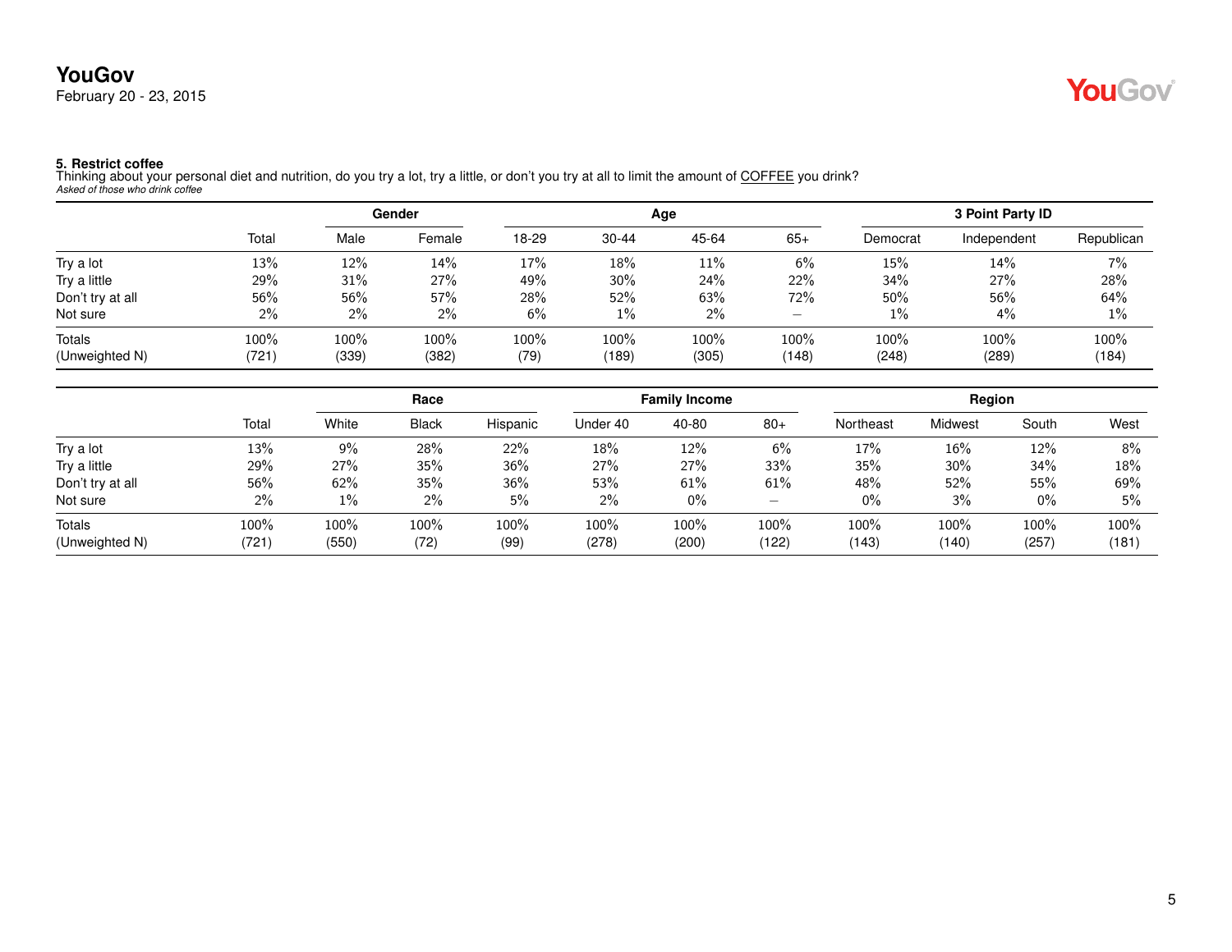**5. Restrict coffee**
Thinking about your personal diet and nutrition, do you try a lot, try a little, or don't you try at all to limit the amount of COFFEE you drink?
*Asked of those who drink coffee*

| | | Gender | | Age | | | | 3 Point Party ID | | |
|---|---|---|---|---|---|---|---|---|---|---|
| | Total | Male | Female | 18-29 | 30-44 | 45-64 | 65+ | Democrat | Independent | Republican |
| Try a lot | 13% | 12% | 14% | 17% | 18% | 11% | 6% | 15% | 14% | 7% |
| Try a little | 29% | 31% | 27% | 49% | 30% | 24% | 22% | 34% | 27% | 28% |
| Don't try at all | 56% | 56% | 57% | 28% | 52% | 63% | 72% | 50% | 56% | 64% |
| Not sure | 2% | 2% | 2% | 6% | 1% | 2% | – | 1% | 4% | 1% |
| Totals | 100% | 100% | 100% | 100% | 100% | 100% | 100% | 100% | 100% | 100% |
| (Unweighted N) | (721) | (339) | (382) | (79) | (189) | (305) | (148) | (248) | (289) | (184) |

| | | Race | | | Family Income | | | Region | | | |
|---|---|---|---|---|---|---|---|---|---|---|---|
| | Total | White | Black | Hispanic | Under 40 | 40-80 | 80+ | Northeast | Midwest | South | West |
| Try a lot | 13% | 9% | 28% | 22% | 18% | 12% | 6% | 17% | 16% | 12% | 8% |
| Try a little | 29% | 27% | 35% | 36% | 27% | 27% | 33% | 35% | 30% | 34% | 18% |
| Don't try at all | 56% | 62% | 35% | 36% | 53% | 61% | 61% | 48% | 52% | 55% | 69% |
| Not sure | 2% | 1% | 2% | 5% | 2% | 0% | – | 0% | 3% | 0% | 5% |
| Totals | 100% | 100% | 100% | 100% | 100% | 100% | 100% | 100% | 100% | 100% | 100% |
| (Unweighted N) | (721) | (550) | (72) | (99) | (278) | (200) | (122) | (143) | (140) | (257) | (181) |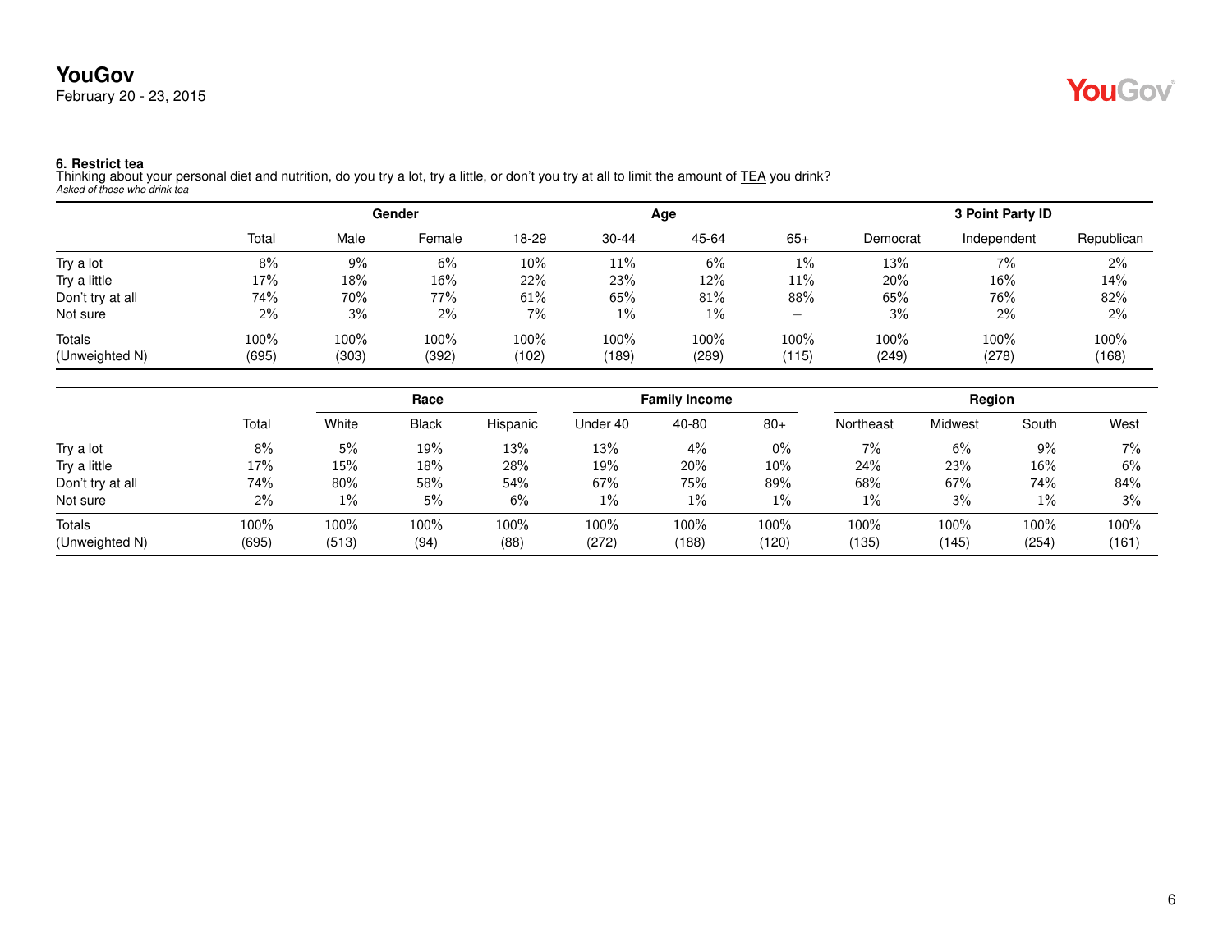**6. Restrict tea**

Thinking about your personal diet and nutrition, do you try a lot, try a little, or don't you try at all to limit the amount of TEA you drink?

*Asked of those who drink tea*

| | | Gender | | Age | | | | 3 Point Party ID | | |
|---|---|---|---|---|---|---|---|---|---|---|
| | Total | Male | Female | 18-29 | 30-44 | 45-64 | 65+ | Democrat | Independent | Republican |
| Try a lot | 8% | 9% | 6% | 10% | 11% | 6% | 1% | 13% | 7% | 2% |
| Try a little | 17% | 18% | 16% | 22% | 23% | 12% | 11% | 20% | 16% | 14% |
| Don't try at all | 74% | 70% | 77% | 61% | 65% | 81% | 88% | 65% | 76% | 82% |
| Not sure | 2% | 3% | 2% | 7% | 1% | 1% | – | 3% | 2% | 2% |
| Totals | 100% | 100% | 100% | 100% | 100% | 100% | 100% | 100% | 100% | 100% |
| (Unweighted N) | (695) | (303) | (392) | (102) | (189) | (289) | (115) | (249) | (278) | (168) |

| | | Race | | | Family Income | | | Region | | | |
|---|---|---|---|---|---|---|---|---|---|---|---|
| | Total | White | Black | Hispanic | Under 40 | 40-80 | 80+ | Northeast | Midwest | South | West |
| Try a lot | 8% | 5% | 19% | 13% | 13% | 4% | 0% | 7% | 6% | 9% | 7% |
| Try a little | 17% | 15% | 18% | 28% | 19% | 20% | 10% | 24% | 23% | 16% | 6% |
| Don't try at all | 74% | 80% | 58% | 54% | 67% | 75% | 89% | 68% | 67% | 74% | 84% |
| Not sure | 2% | 1% | 5% | 6% | 1% | 1% | 1% | 1% | 3% | 1% | 3% |
| Totals | 100% | 100% | 100% | 100% | 100% | 100% | 100% | 100% | 100% | 100% | 100% |
| (Unweighted N) | (695) | (513) | (94) | (88) | (272) | (188) | (120) | (135) | (145) | (254) | (161) |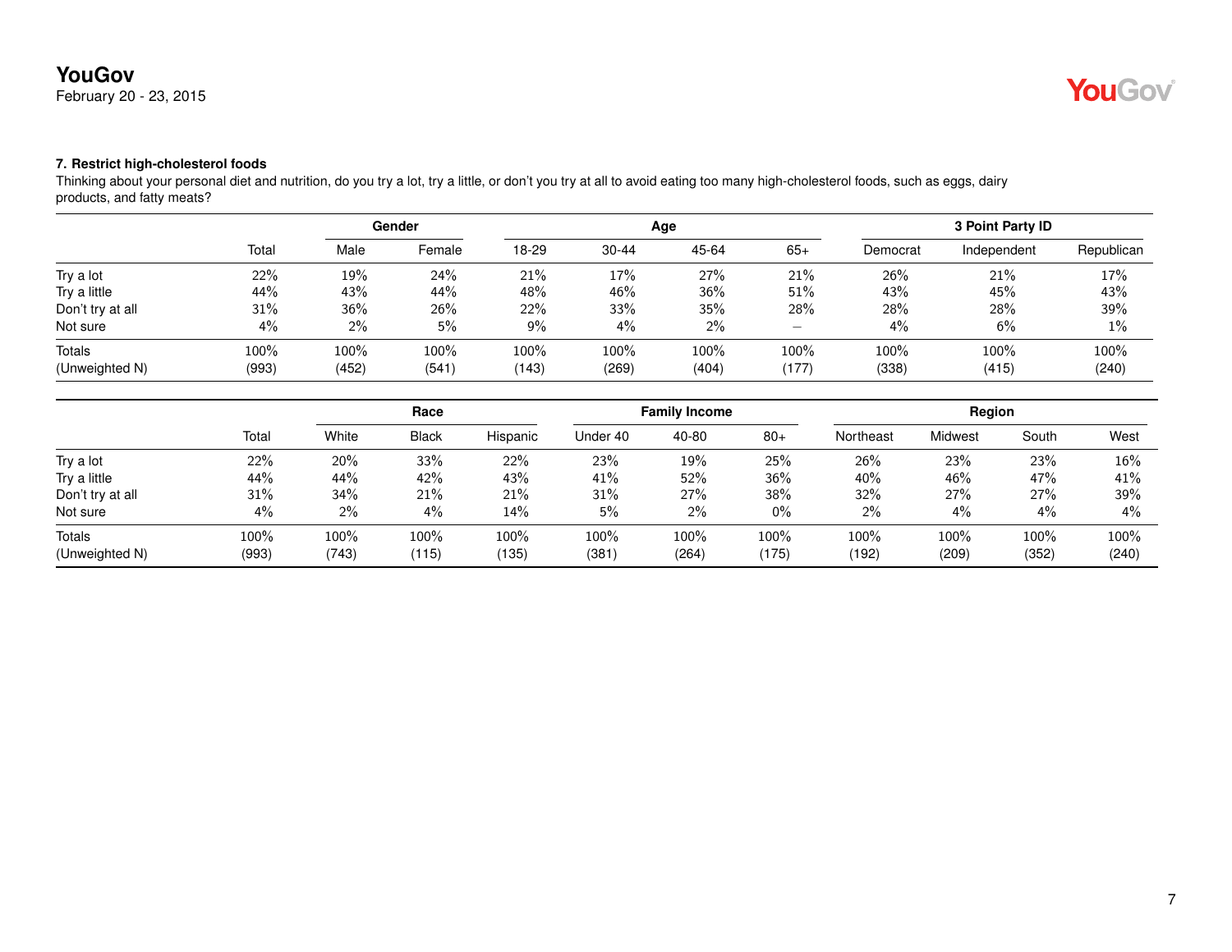### 7. Restrict high-cholesterol foods

Thinking about your personal diet and nutrition, do you try a lot, try a little, or don't you try at all to avoid eating too many high-cholesterol foods, such as eggs, dairy products, and fatty meats?

| | Total | Gender | | Age | | | | 3 Point Party ID | | |
|---|---|---|---|---|---|---|---|---|---|---|
| | | Male | Female | 18-29 | 30-44 | 45-64 | 65+ | Democrat | Independent | Republican |
| Try a lot | 22% | 19% | 24% | 21% | 17% | 27% | 21% | 26% | 21% | 17% |
| Try a little | 44% | 43% | 44% | 48% | 46% | 36% | 51% | 43% | 45% | 43% |
| Don't try at all | 31% | 36% | 26% | 22% | 33% | 35% | 28% | 28% | 28% | 39% |
| Not sure | 4% | 2% | 5% | 9% | 4% | 2% | – | 4% | 6% | 1% |
| Totals | 100% | 100% | 100% | 100% | 100% | 100% | 100% | 100% | 100% | 100% |
| (Unweighted N) | (993) | (452) | (541) | (143) | (269) | (404) | (177) | (338) | (415) | (240) |

| | Total | Race | | | Family Income | | | Region | | | |
|---|---|---|---|---|---|---|---|---|---|---|---|
| | | White | Black | Hispanic | Under 40 | 40-80 | 80+ | Northeast | Midwest | South | West |
| Try a lot | 22% | 20% | 33% | 22% | 23% | 19% | 25% | 26% | 23% | 23% | 16% |
| Try a little | 44% | 44% | 42% | 43% | 41% | 52% | 36% | 40% | 46% | 47% | 41% |
| Don't try at all | 31% | 34% | 21% | 21% | 31% | 27% | 38% | 32% | 27% | 27% | 39% |
| Not sure | 4% | 2% | 4% | 14% | 5% | 2% | 0% | 2% | 4% | 4% | 4% |
| Totals | 100% | 100% | 100% | 100% | 100% | 100% | 100% | 100% | 100% | 100% | 100% |
| (Unweighted N) | (993) | (743) | (115) | (135) | (381) | (264) | (175) | (192) | (209) | (352) | (240) |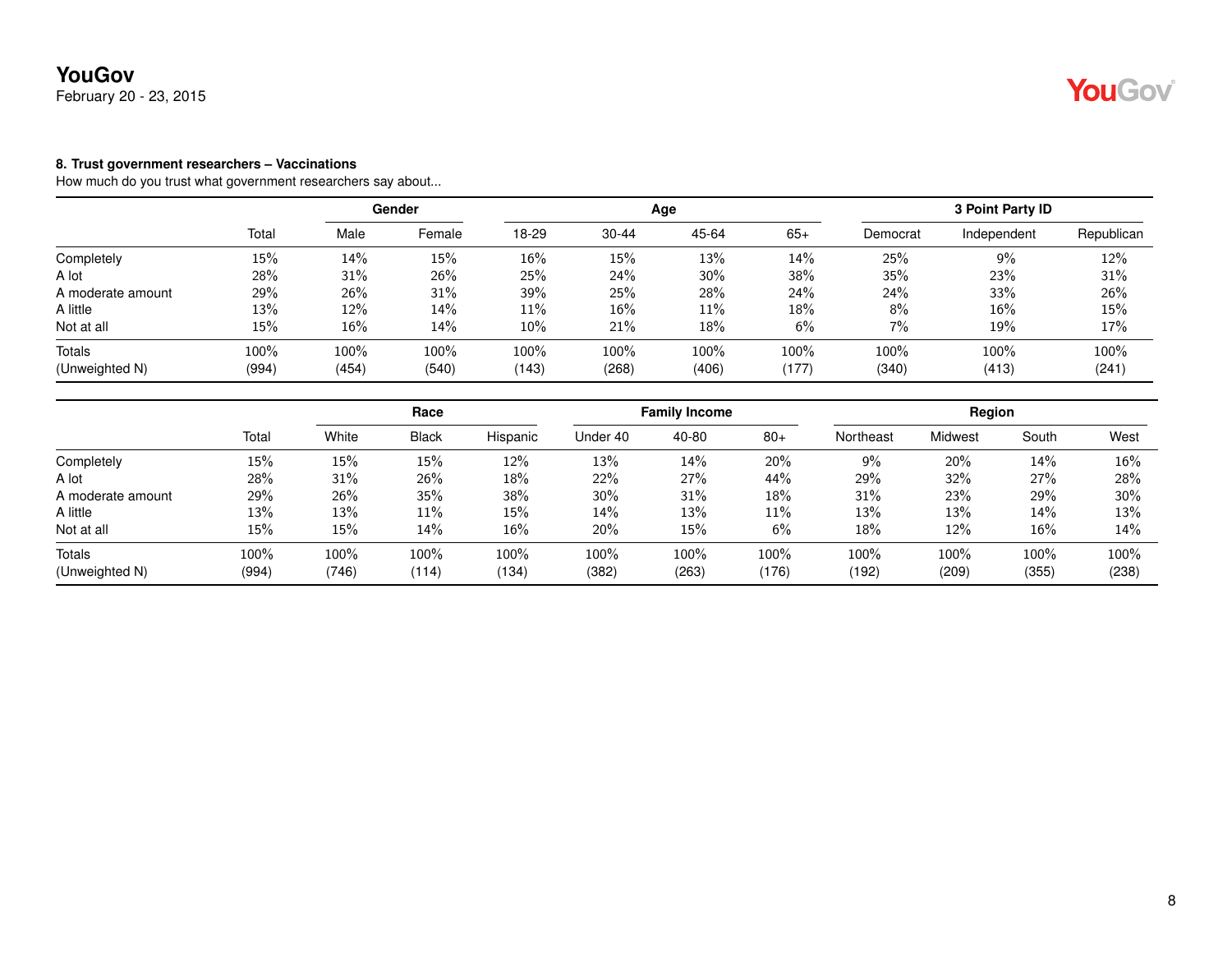**8. Trust government researchers – Vaccinations**

How much do you trust what government researchers say about...

| | | Gender | | Age | | | | 3 Point Party ID | | |
|---|---|---|---|---|---|---|---|---|---|---|
| | Total | Male | Female | 18-29 | 30-44 | 45-64 | 65+ | Democrat | Independent | Republican |
| Completely | 15% | 14% | 15% | 16% | 15% | 13% | 14% | 25% | 9% | 12% |
| A lot | 28% | 31% | 26% | 25% | 24% | 30% | 38% | 35% | 23% | 31% |
| A moderate amount | 29% | 26% | 31% | 39% | 25% | 28% | 24% | 24% | 33% | 26% |
| A little | 13% | 12% | 14% | 11% | 16% | 11% | 18% | 8% | 16% | 15% |
| Not at all | 15% | 16% | 14% | 10% | 21% | 18% | 6% | 7% | 19% | 17% |
| Totals | 100% | 100% | 100% | 100% | 100% | 100% | 100% | 100% | 100% | 100% |
| (Unweighted N) | (994) | (454) | (540) | (143) | (268) | (406) | (177) | (340) | (413) | (241) |

| | | Race | | | Family Income | | | Region | | | |
|---|---|---|---|---|---|---|---|---|---|---|---|
| | Total | White | Black | Hispanic | Under 40 | 40-80 | 80+ | Northeast | Midwest | South | West |
| Completely | 15% | 15% | 15% | 12% | 13% | 14% | 20% | 9% | 20% | 14% | 16% |
| A lot | 28% | 31% | 26% | 18% | 22% | 27% | 44% | 29% | 32% | 27% | 28% |
| A moderate amount | 29% | 26% | 35% | 38% | 30% | 31% | 18% | 31% | 23% | 29% | 30% |
| A little | 13% | 13% | 11% | 15% | 14% | 13% | 11% | 13% | 13% | 14% | 13% |
| Not at all | 15% | 15% | 14% | 16% | 20% | 15% | 6% | 18% | 12% | 16% | 14% |
| Totals | 100% | 100% | 100% | 100% | 100% | 100% | 100% | 100% | 100% | 100% | 100% |
| (Unweighted N) | (994) | (746) | (114) | (134) | (382) | (263) | (176) | (192) | (209) | (355) | (238) |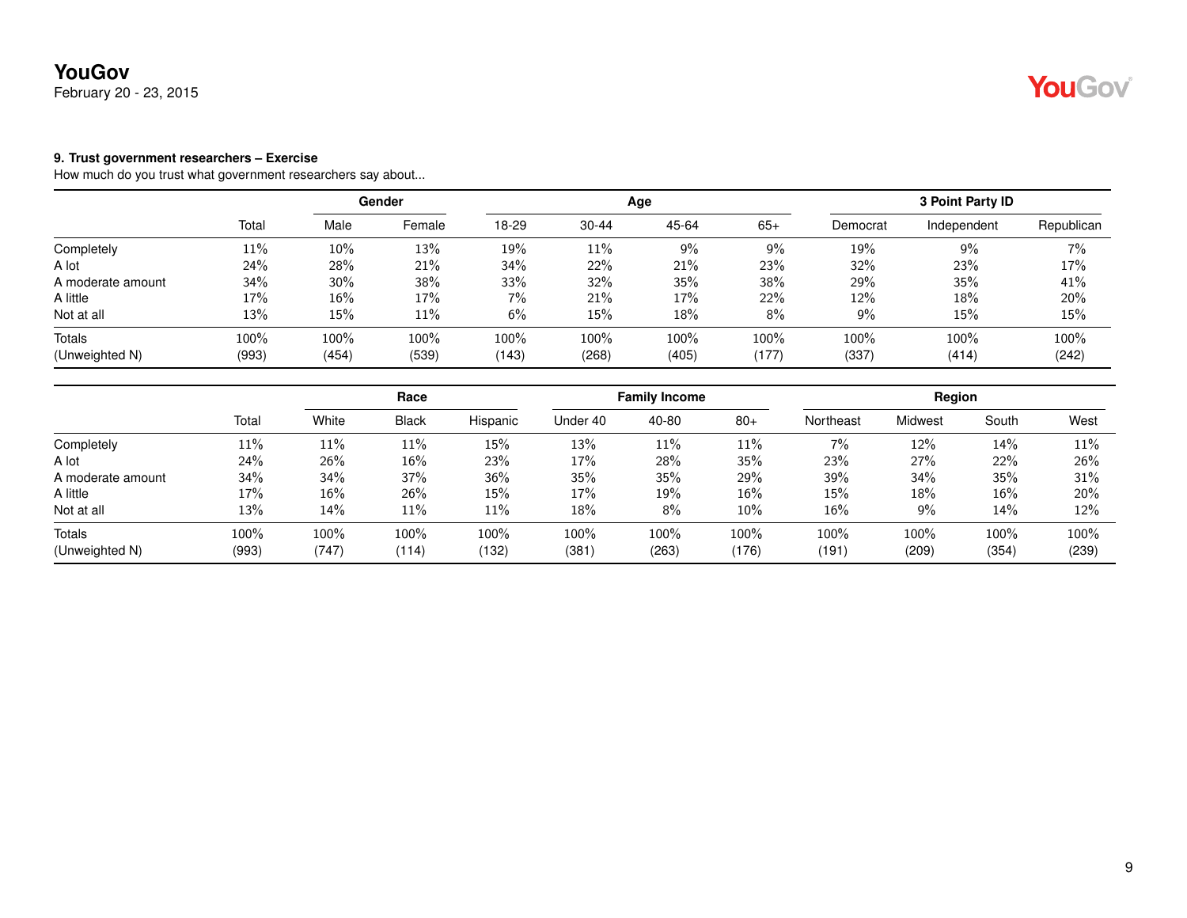**9. Trust government researchers – Exercise**

How much do you trust what government researchers say about...

| | | Gender | | Age | | | | 3 Point Party ID | | |
|---|---|---|---|---|---|---|---|---|---|---|
| | Total | Male | Female | 18-29 | 30-44 | 45-64 | 65+ | Democrat | Independent | Republican |
| Completely | 11% | 10% | 13% | 19% | 11% | 9% | 9% | 19% | 9% | 7% |
| A lot | 24% | 28% | 21% | 34% | 22% | 21% | 23% | 32% | 23% | 17% |
| A moderate amount | 34% | 30% | 38% | 33% | 32% | 35% | 38% | 29% | 35% | 41% |
| A little | 17% | 16% | 17% | 7% | 21% | 17% | 22% | 12% | 18% | 20% |
| Not at all | 13% | 15% | 11% | 6% | 15% | 18% | 8% | 9% | 15% | 15% |
| Totals | 100% | 100% | 100% | 100% | 100% | 100% | 100% | 100% | 100% | 100% |
| (Unweighted N) | (993) | (454) | (539) | (143) | (268) | (405) | (177) | (337) | (414) | (242) |

| | | Race | | | Family Income | | | Region | | | |
|---|---|---|---|---|---|---|---|---|---|---|---|
| | Total | White | Black | Hispanic | Under 40 | 40-80 | 80+ | Northeast | Midwest | South | West |
| Completely | 11% | 11% | 11% | 15% | 13% | 11% | 11% | 7% | 12% | 14% | 11% |
| A lot | 24% | 26% | 16% | 23% | 17% | 28% | 35% | 23% | 27% | 22% | 26% |
| A moderate amount | 34% | 34% | 37% | 36% | 35% | 35% | 29% | 39% | 34% | 35% | 31% |
| A little | 17% | 16% | 26% | 15% | 17% | 19% | 16% | 15% | 18% | 16% | 20% |
| Not at all | 13% | 14% | 11% | 11% | 18% | 8% | 10% | 16% | 9% | 14% | 12% |
| Totals | 100% | 100% | 100% | 100% | 100% | 100% | 100% | 100% | 100% | 100% | 100% |
| (Unweighted N) | (993) | (747) | (114) | (132) | (381) | (263) | (176) | (191) | (209) | (354) | (239) |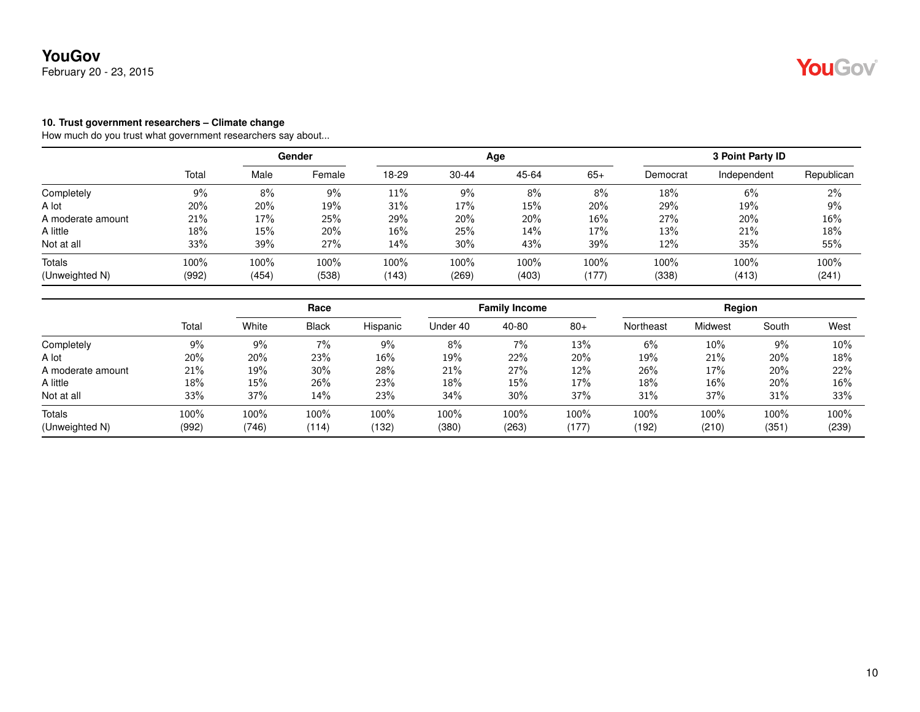### 10. Trust government researchers – Climate change

How much do you trust what government researchers say about...

| | | Gender | | Age | | | | 3 Point Party ID | | |
|---|---|---|---|---|---|---|---|---|---|---|
| | Total | Male | Female | 18-29 | 30-44 | 45-64 | 65+ | Democrat | Independent | Republican |
| Completely | 9% | 8% | 9% | 11% | 9% | 8% | 8% | 18% | 6% | 2% |
| A lot | 20% | 20% | 19% | 31% | 17% | 15% | 20% | 29% | 19% | 9% |
| A moderate amount | 21% | 17% | 25% | 29% | 20% | 20% | 16% | 27% | 20% | 16% |
| A little | 18% | 15% | 20% | 16% | 25% | 14% | 17% | 13% | 21% | 18% |
| Not at all | 33% | 39% | 27% | 14% | 30% | 43% | 39% | 12% | 35% | 55% |
| Totals | 100% | 100% | 100% | 100% | 100% | 100% | 100% | 100% | 100% | 100% |
| (Unweighted N) | (992) | (454) | (538) | (143) | (269) | (403) | (177) | (338) | (413) | (241) |

| | | Race | | | Family Income | | | Region | | | |
|---|---|---|---|---|---|---|---|---|---|---|---|
| | Total | White | Black | Hispanic | Under 40 | 40-80 | 80+ | Northeast | Midwest | South | West |
| Completely | 9% | 9% | 7% | 9% | 8% | 7% | 13% | 6% | 10% | 9% | 10% |
| A lot | 20% | 20% | 23% | 16% | 19% | 22% | 20% | 19% | 21% | 20% | 18% |
| A moderate amount | 21% | 19% | 30% | 28% | 21% | 27% | 12% | 26% | 17% | 20% | 22% |
| A little | 18% | 15% | 26% | 23% | 18% | 15% | 17% | 18% | 16% | 20% | 16% |
| Not at all | 33% | 37% | 14% | 23% | 34% | 30% | 37% | 31% | 37% | 31% | 33% |
| Totals | 100% | 100% | 100% | 100% | 100% | 100% | 100% | 100% | 100% | 100% | 100% |
| (Unweighted N) | (992) | (746) | (114) | (132) | (380) | (263) | (177) | (192) | (210) | (351) | (239) |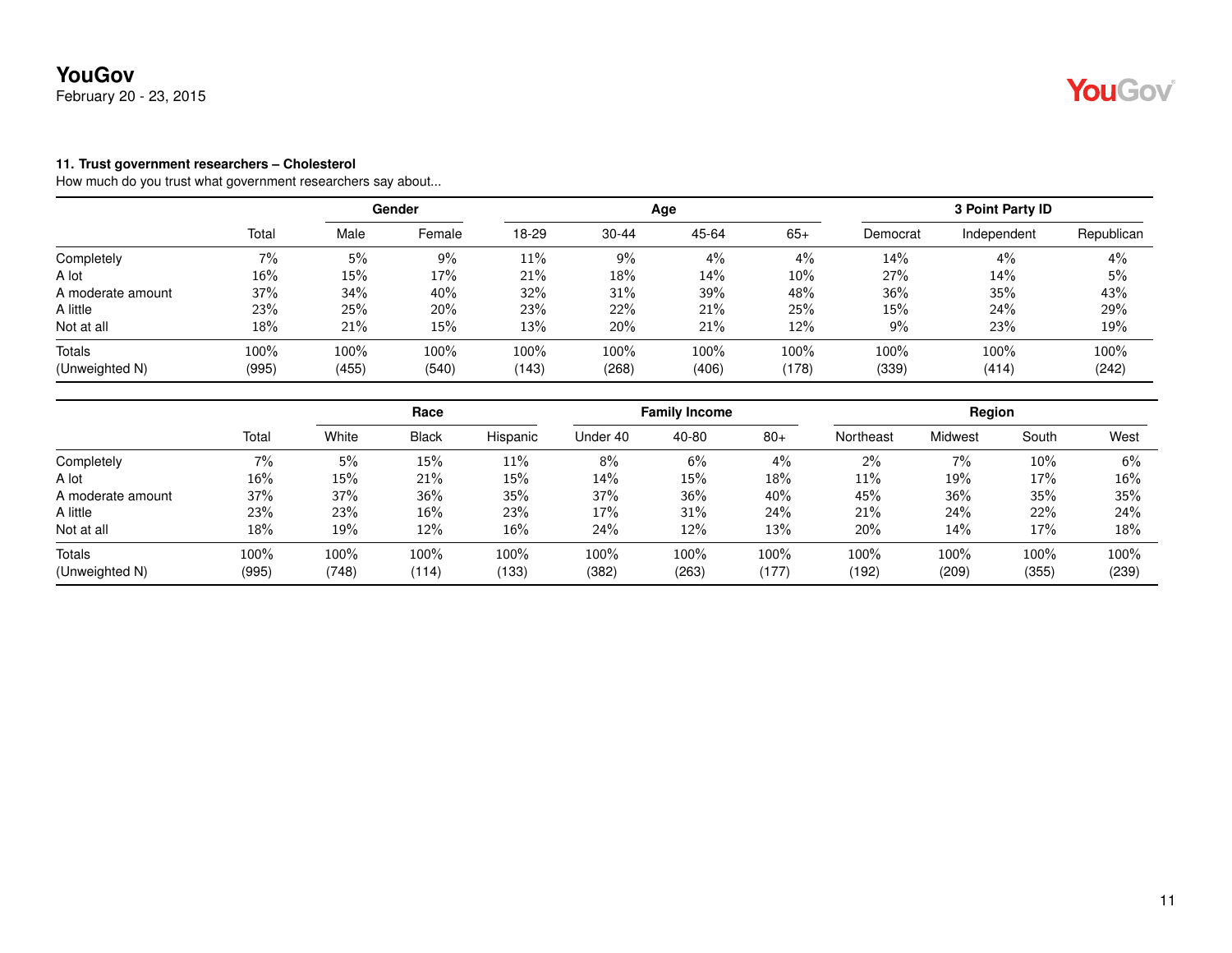**11. Trust government researchers – Cholesterol**

How much do you trust what government researchers say about...

| | | Gender | | Age | | | | 3 Point Party ID | | |
|---|---|---|---|---|---|---|---|---|---|---|
| | Total | Male | Female | 18-29 | 30-44 | 45-64 | 65+ | Democrat | Independent | Republican |
| Completely | 7% | 5% | 9% | 11% | 9% | 4% | 4% | 14% | 4% | 4% |
| A lot | 16% | 15% | 17% | 21% | 18% | 14% | 10% | 27% | 14% | 5% |
| A moderate amount | 37% | 34% | 40% | 32% | 31% | 39% | 48% | 36% | 35% | 43% |
| A little | 23% | 25% | 20% | 23% | 22% | 21% | 25% | 15% | 24% | 29% |
| Not at all | 18% | 21% | 15% | 13% | 20% | 21% | 12% | 9% | 23% | 19% |
| Totals | 100% | 100% | 100% | 100% | 100% | 100% | 100% | 100% | 100% | 100% |
| (Unweighted N) | (995) | (455) | (540) | (143) | (268) | (406) | (178) | (339) | (414) | (242) |

| | | Race | | | Family Income | | | Region | | | |
|---|---|---|---|---|---|---|---|---|---|---|---|
| | Total | White | Black | Hispanic | Under 40 | 40-80 | 80+ | Northeast | Midwest | South | West |
| Completely | 7% | 5% | 15% | 11% | 8% | 6% | 4% | 2% | 7% | 10% | 6% |
| A lot | 16% | 15% | 21% | 15% | 14% | 15% | 18% | 11% | 19% | 17% | 16% |
| A moderate amount | 37% | 37% | 36% | 35% | 37% | 36% | 40% | 45% | 36% | 35% | 35% |
| A little | 23% | 23% | 16% | 23% | 17% | 31% | 24% | 21% | 24% | 22% | 24% |
| Not at all | 18% | 19% | 12% | 16% | 24% | 12% | 13% | 20% | 14% | 17% | 18% |
| Totals | 100% | 100% | 100% | 100% | 100% | 100% | 100% | 100% | 100% | 100% | 100% |
| (Unweighted N) | (995) | (748) | (114) | (133) | (382) | (263) | (177) | (192) | (209) | (355) | (239) |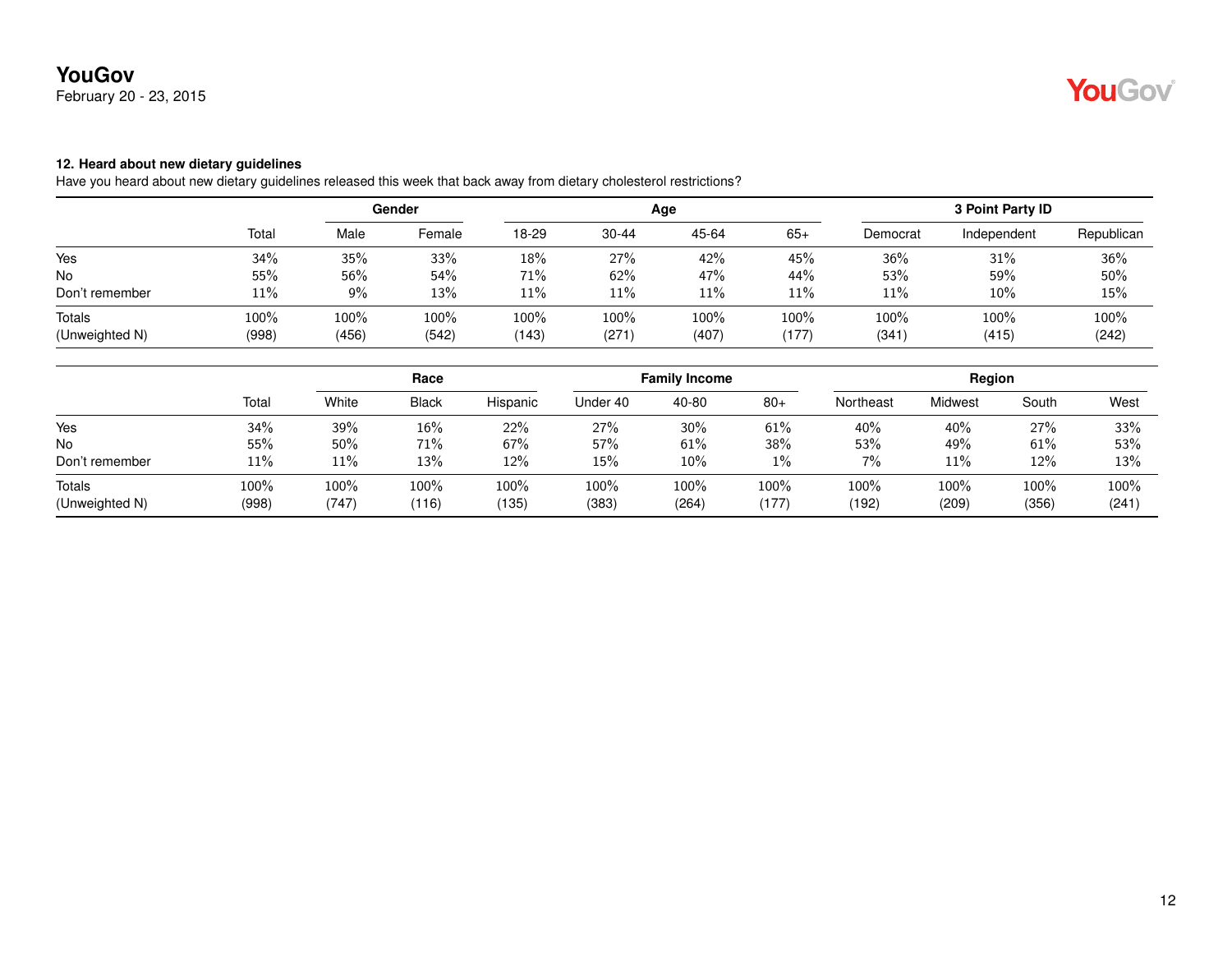**12. Heard about new dietary guidelines**

Have you heard about new dietary guidelines released this week that back away from dietary cholesterol restrictions?

| | | Gender | | Age | | | | 3 Point Party ID | | |
|---|---|---|---|---|---|---|---|---|---|---|
| | Total | Male | Female | 18-29 | 30-44 | 45-64 | 65+ | Democrat | Independent | Republican |
| Yes | 34% | 35% | 33% | 18% | 27% | 42% | 45% | 36% | 31% | 36% |
| No | 55% | 56% | 54% | 71% | 62% | 47% | 44% | 53% | 59% | 50% |
| Don't remember | 11% | 9% | 13% | 11% | 11% | 11% | 11% | 11% | 10% | 15% |
| Totals | 100% | 100% | 100% | 100% | 100% | 100% | 100% | 100% | 100% | 100% |
| (Unweighted N) | (998) | (456) | (542) | (143) | (271) | (407) | (177) | (341) | (415) | (242) |

| | | Race | | | Family Income | | | Region | | | |
|---|---|---|---|---|---|---|---|---|---|---|---|
| | Total | White | Black | Hispanic | Under 40 | 40-80 | 80+ | Northeast | Midwest | South | West |
| Yes | 34% | 39% | 16% | 22% | 27% | 30% | 61% | 40% | 40% | 27% | 33% |
| No | 55% | 50% | 71% | 67% | 57% | 61% | 38% | 53% | 49% | 61% | 53% |
| Don't remember | 11% | 11% | 13% | 12% | 15% | 10% | 1% | 7% | 11% | 12% | 13% |
| Totals | 100% | 100% | 100% | 100% | 100% | 100% | 100% | 100% | 100% | 100% | 100% |
| (Unweighted N) | (998) | (747) | (116) | (135) | (383) | (264) | (177) | (192) | (209) | (356) | (241) |